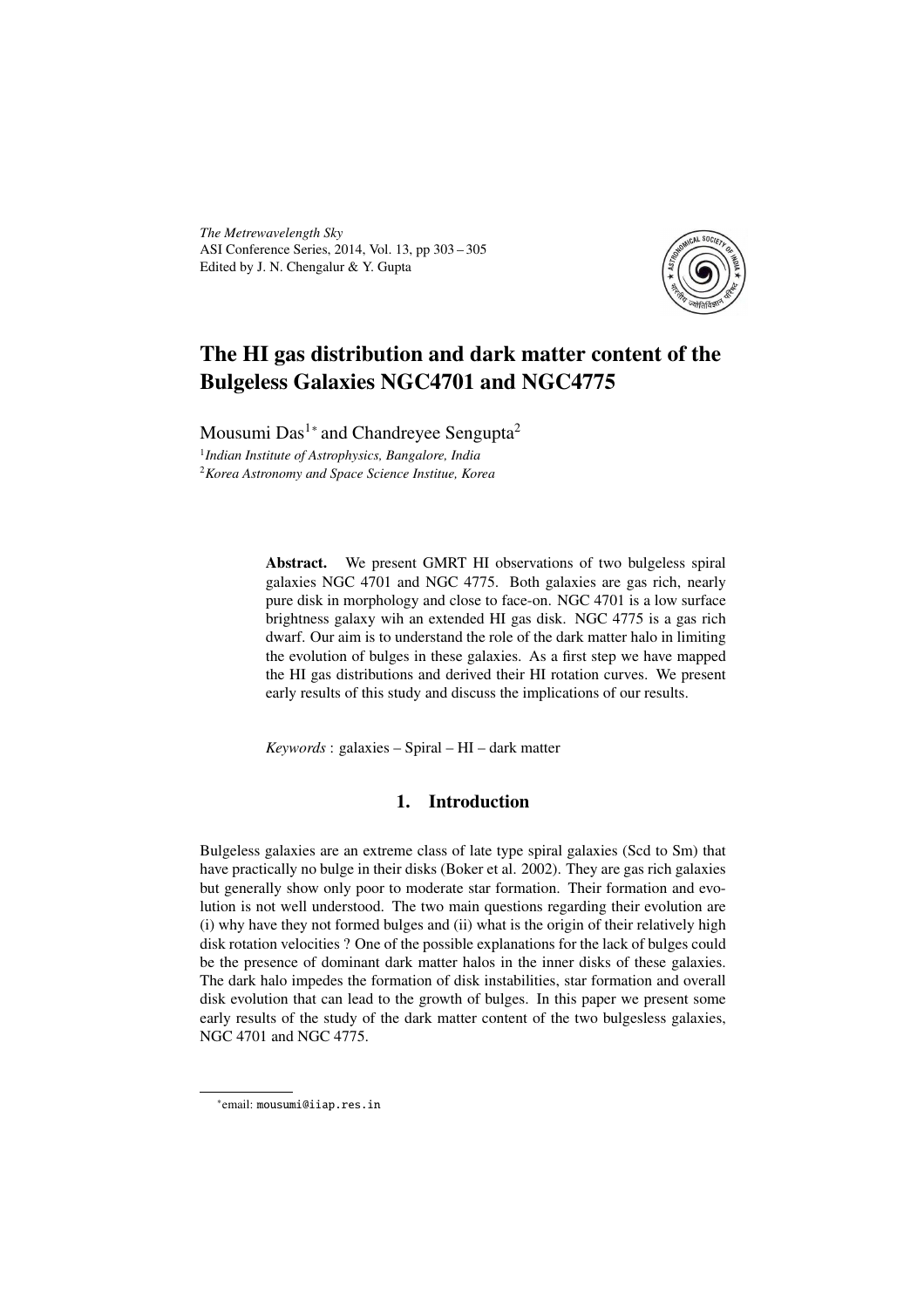# The HI gas distribution and dark matter content of the Bulgeless Galaxies NGC4701 and NGC4775

Mousumi Das[1]* and Chandreyee Sengupta[2]

[1]*Indian Institute of Astrophysics, Bangalore, India*
[2]*Korea Astronomy and Space Science Institue, Korea*

**Abstract.** We present GMRT HI observations of two bulgeless spiral galaxies NGC 4701 and NGC 4775. Both galaxies are gas rich, nearly pure disk in morphology and close to face-on. NGC 4701 is a low surface brightness galaxy wih an extended HI gas disk. NGC 4775 is a gas rich dwarf. Our aim is to understand the role of the dark matter halo in limiting the evolution of bulges in these galaxies. As a first step we have mapped the HI gas distributions and derived their HI rotation curves. We present early results of this study and discuss the implications of our results.

*Keywords* : galaxies – Spiral – HI – dark matter

## 1. Introduction

Bulgeless galaxies are an extreme class of late type spiral galaxies (Scd to Sm) that have practically no bulge in their disks (Boker et al. 2002). They are gas rich galaxies but generally show only poor to moderate star formation. Their formation and evolution is not well understood. The two main questions regarding their evolution are (i) why have they not formed bulges and (ii) what is the origin of their relatively high disk rotation velocities ? One of the possible explanations for the lack of bulges could be the presence of dominant dark matter halos in the inner disks of these galaxies. The dark halo impedes the formation of disk instabilities, star formation and overall disk evolution that can lead to the growth of bulges. In this paper we present some early results of the study of the dark matter content of the two bulgesless galaxies, NGC 4701 and NGC 4775.

*email: mousumi@iiap.res.in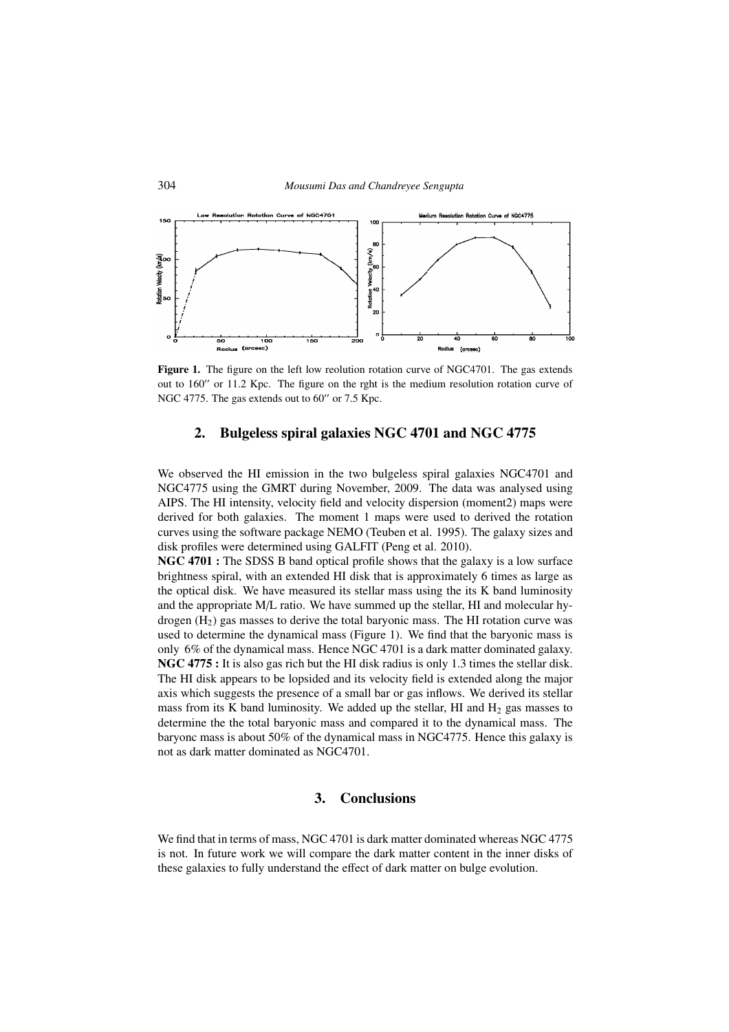Figure 1. The figure on the left low reolution rotation curve of NGC4701. The gas extends out to 160″ or 11.2 Kpc. The figure on the rght is the medium resolution rotation curve of NGC 4775. The gas extends out to 60″ or 7.5 Kpc.

## 2. Bulgeless spiral galaxies NGC 4701 and NGC 4775

We observed the HI emission in the two bulgeless spiral galaxies NGC4701 and NGC4775 using the GMRT during November, 2009. The data was analysed using AIPS. The HI intensity, velocity field and velocity dispersion (moment2) maps were derived for both galaxies. The moment 1 maps were used to derived the rotation curves using the software package NEMO (Teuben et al. 1995). The galaxy sizes and disk profiles were determined using GALFIT (Peng et al. 2010).

**NGC 4701 :** The SDSS B band optical profile shows that the galaxy is a low surface brightness spiral, with an extended HI disk that is approximately 6 times as large as the optical disk. We have measured its stellar mass using the its K band luminosity and the appropriate M/L ratio. We have summed up the stellar, HI and molecular hydrogen ($H_2$) gas masses to derive the total baryonic mass. The HI rotation curve was used to determine the dynamical mass (Figure 1). We find that the baryonic mass is only 6% of the dynamical mass. Hence NGC 4701 is a dark matter dominated galaxy.

**NGC 4775 :** It is also gas rich but the HI disk radius is only 1.3 times the stellar disk. The HI disk appears to be lopsided and its velocity field is extended along the major axis which suggests the presence of a small bar or gas inflows. We derived its stellar mass from its K band luminosity. We added up the stellar, HI and $H_2$ gas masses to determine the the total baryonic mass and compared it to the dynamical mass. The baryonc mass is about 50% of the dynamical mass in NGC4775. Hence this galaxy is not as dark matter dominated as NGC4701.

## 3. Conclusions

We find that in terms of mass, NGC 4701 is dark matter dominated whereas NGC 4775 is not. In future work we will compare the dark matter content in the inner disks of these galaxies to fully understand the effect of dark matter on bulge evolution.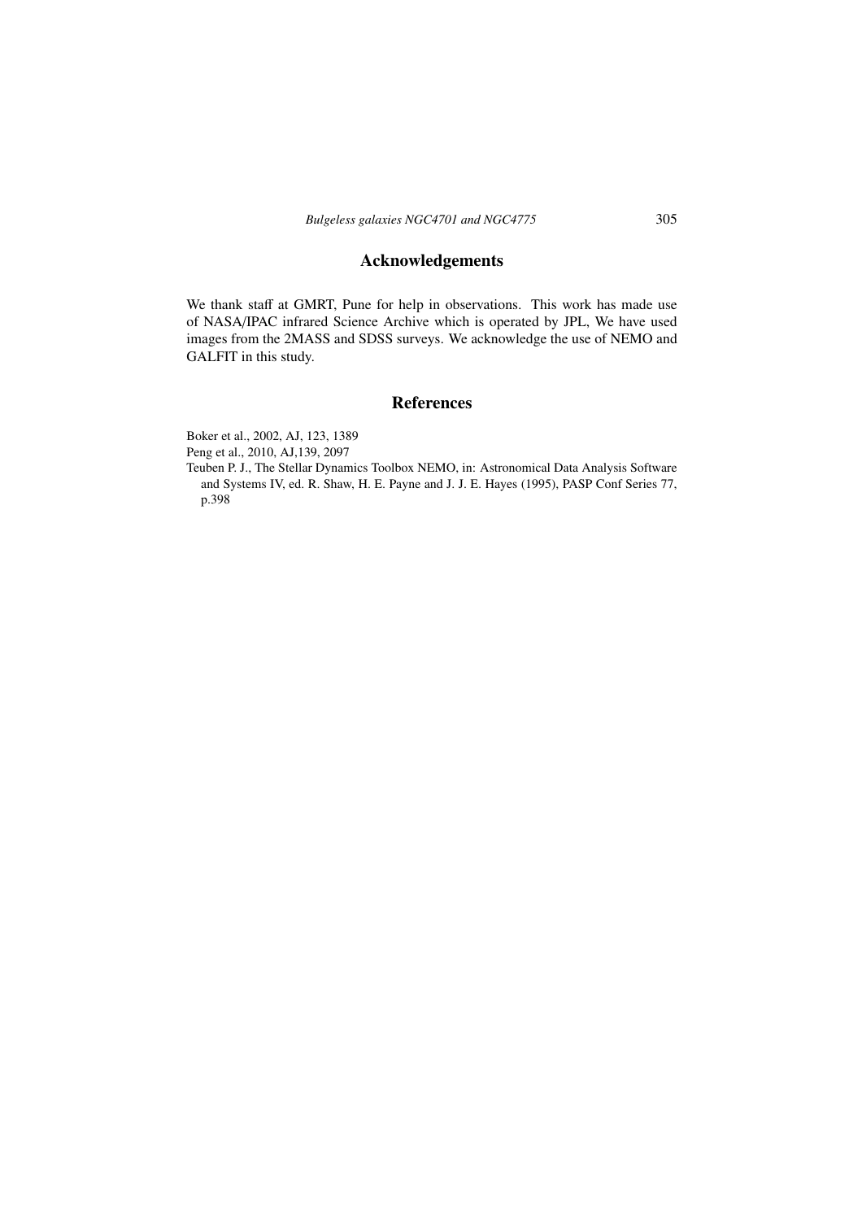## Acknowledgements

We thank staff at GMRT, Pune for help in observations. This work has made use of NASA/IPAC infrared Science Archive which is operated by JPL, We have used images from the 2MASS and SDSS surveys. We acknowledge the use of NEMO and GALFIT in this study.

## References

Boker et al., 2002, AJ, 123, 1389

Peng et al., 2010, AJ,139, 2097

Teuben P. J., The Stellar Dynamics Toolbox NEMO, in: Astronomical Data Analysis Software and Systems IV, ed. R. Shaw, H. E. Payne and J. J. E. Hayes (1995), PASP Conf Series 77, p.398